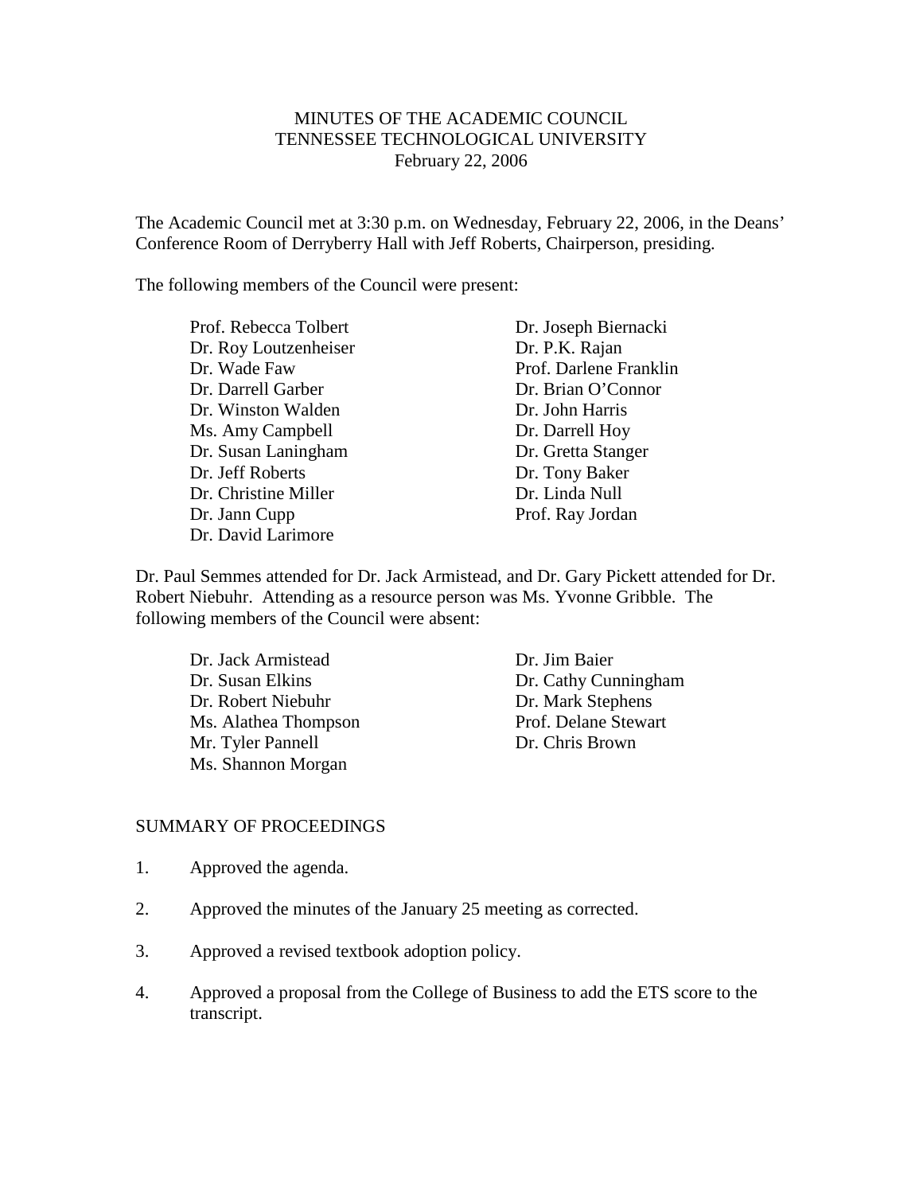# MINUTES OF THE ACADEMIC COUNCIL
## TENNESSEE TECHNOLOGICAL UNIVERSITY
### February 22, 2006

The Academic Council met at 3:30 p.m. on Wednesday, February 22, 2006, in the Deans' Conference Room of Derryberry Hall with Jeff Roberts, Chairperson, presiding.

The following members of the Council were present:

- Prof. Rebecca Tolbert
- Dr. Roy Loutzenheiser
- Dr. Wade Faw
- Dr. Darrell Garber
- Dr. Winston Walden
- Ms. Amy Campbell
- Dr. Susan Laningham
- Dr. Jeff Roberts
- Dr. Christine Miller
- Dr. Jann Cupp
- Dr. David Larimore
- Dr. Joseph Biernacki
- Dr. P.K. Rajan
- Prof. Darlene Franklin
- Dr. Brian O'Connor
- Dr. John Harris
- Dr. Darrell Hoy
- Dr. Gretta Stanger
- Dr. Tony Baker
- Dr. Linda Null
- Prof. Ray Jordan

Dr. Paul Semmes attended for Dr. Jack Armistead, and Dr. Gary Pickett attended for Dr. Robert Niebuhr. Attending as a resource person was Ms. Yvonne Gribble. The following members of the Council were absent:

- Dr. Jack Armistead
- Dr. Susan Elkins
- Dr. Robert Niebuhr
- Ms. Alathea Thompson
- Mr. Tyler Pannell
- Ms. Shannon Morgan
- Dr. Jim Baier
- Dr. Cathy Cunningham
- Dr. Mark Stephens
- Prof. Delane Stewart
- Dr. Chris Brown

## SUMMARY OF PROCEEDINGS

1. Approved the agenda.

2. Approved the minutes of the January 25 meeting as corrected.

3. Approved a revised textbook adoption policy.

4. Approved a proposal from the College of Business to add the ETS score to the transcript.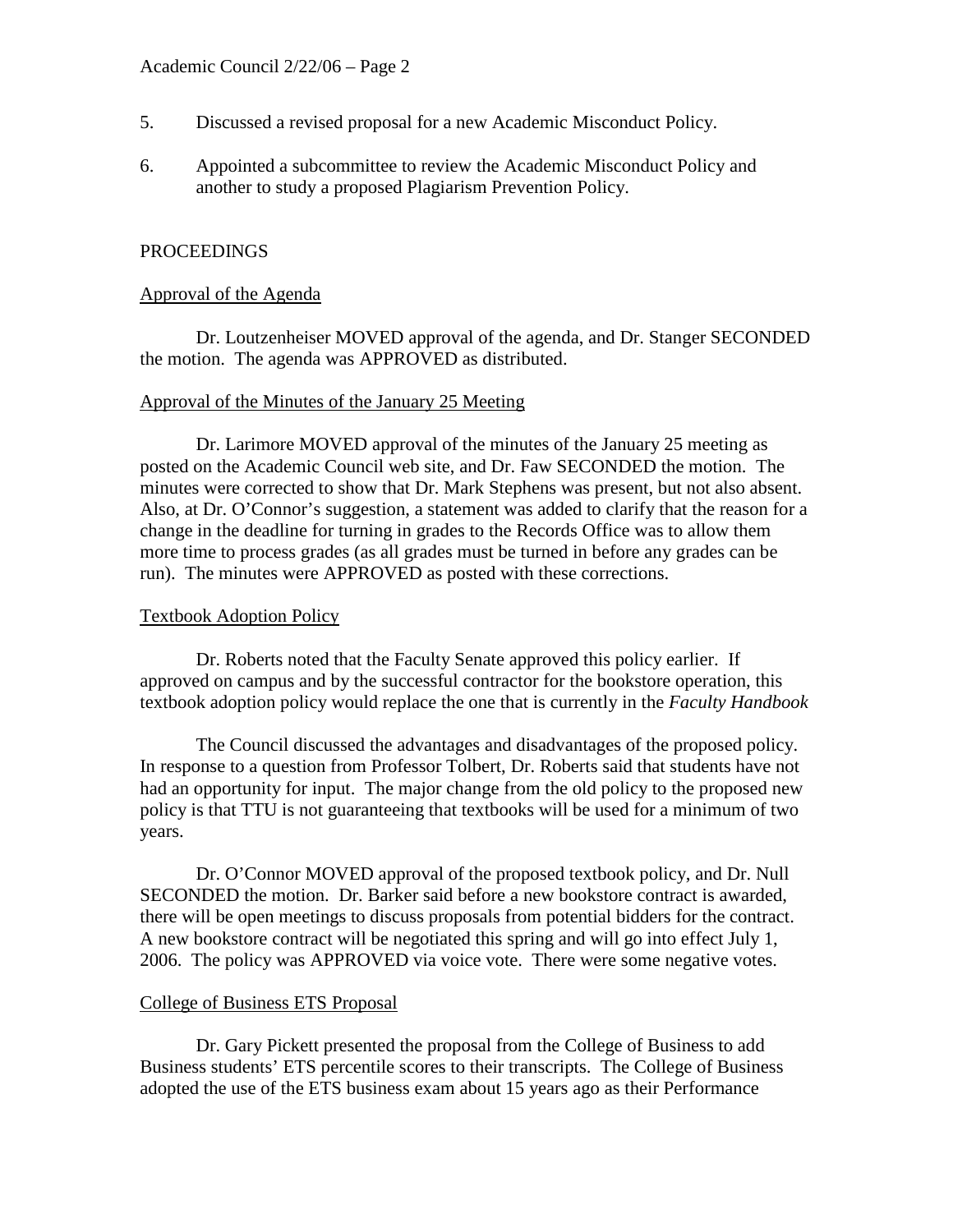5. Discussed a revised proposal for a new Academic Misconduct Policy.

6. Appointed a subcommittee to review the Academic Misconduct Policy and another to study a proposed Plagiarism Prevention Policy.

PROCEEDINGS

Approval of the Agenda

Dr. Loutzenheiser MOVED approval of the agenda, and Dr. Stanger SECONDED the motion. The agenda was APPROVED as distributed.

Approval of the Minutes of the January 25 Meeting

Dr. Larimore MOVED approval of the minutes of the January 25 meeting as posted on the Academic Council web site, and Dr. Faw SECONDED the motion. The minutes were corrected to show that Dr. Mark Stephens was present, but not also absent. Also, at Dr. O'Connor's suggestion, a statement was added to clarify that the reason for a change in the deadline for turning in grades to the Records Office was to allow them more time to process grades (as all grades must be turned in before any grades can be run). The minutes were APPROVED as posted with these corrections.

Textbook Adoption Policy

Dr. Roberts noted that the Faculty Senate approved this policy earlier. If approved on campus and by the successful contractor for the bookstore operation, this textbook adoption policy would replace the one that is currently in the *Faculty Handbook*

The Council discussed the advantages and disadvantages of the proposed policy. In response to a question from Professor Tolbert, Dr. Roberts said that students have not had an opportunity for input. The major change from the old policy to the proposed new policy is that TTU is not guaranteeing that textbooks will be used for a minimum of two years.

Dr. O'Connor MOVED approval of the proposed textbook policy, and Dr. Null SECONDED the motion. Dr. Barker said before a new bookstore contract is awarded, there will be open meetings to discuss proposals from potential bidders for the contract. A new bookstore contract will be negotiated this spring and will go into effect July 1, 2006. The policy was APPROVED via voice vote. There were some negative votes.

College of Business ETS Proposal

Dr. Gary Pickett presented the proposal from the College of Business to add Business students' ETS percentile scores to their transcripts. The College of Business adopted the use of the ETS business exam about 15 years ago as their Performance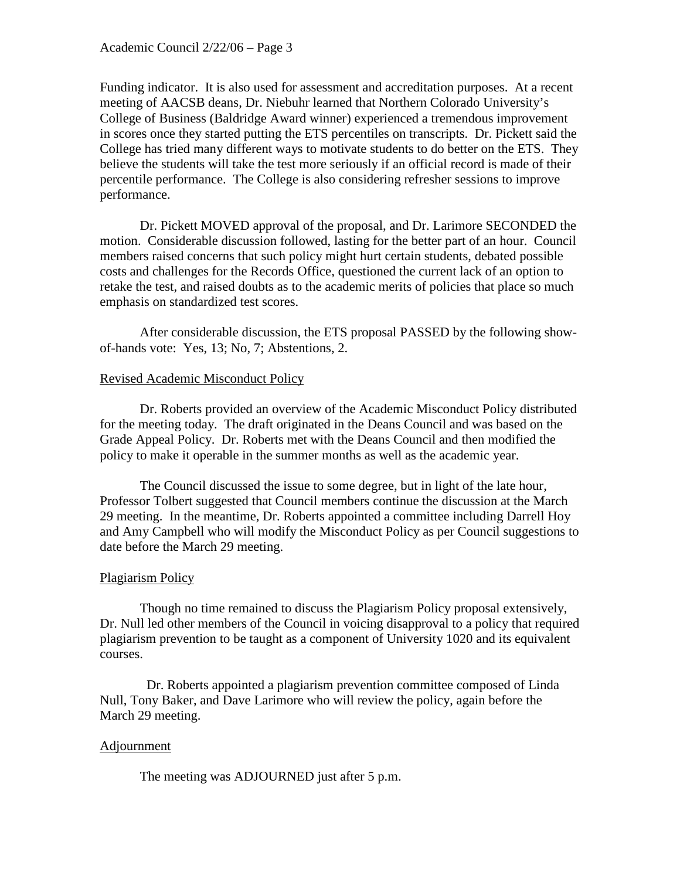Funding indicator. It is also used for assessment and accreditation purposes. At a recent meeting of AACSB deans, Dr. Niebuhr learned that Northern Colorado University's College of Business (Baldridge Award winner) experienced a tremendous improvement in scores once they started putting the ETS percentiles on transcripts. Dr. Pickett said the College has tried many different ways to motivate students to do better on the ETS. They believe the students will take the test more seriously if an official record is made of their percentile performance. The College is also considering refresher sessions to improve performance.

Dr. Pickett MOVED approval of the proposal, and Dr. Larimore SECONDED the motion. Considerable discussion followed, lasting for the better part of an hour. Council members raised concerns that such policy might hurt certain students, debated possible costs and challenges for the Records Office, questioned the current lack of an option to retake the test, and raised doubts as to the academic merits of policies that place so much emphasis on standardized test scores.

After considerable discussion, the ETS proposal PASSED by the following show-of-hands vote: Yes, 13; No, 7; Abstentions, 2.

## Revised Academic Misconduct Policy

Dr. Roberts provided an overview of the Academic Misconduct Policy distributed for the meeting today. The draft originated in the Deans Council and was based on the Grade Appeal Policy. Dr. Roberts met with the Deans Council and then modified the policy to make it operable in the summer months as well as the academic year.

The Council discussed the issue to some degree, but in light of the late hour, Professor Tolbert suggested that Council members continue the discussion at the March 29 meeting. In the meantime, Dr. Roberts appointed a committee including Darrell Hoy and Amy Campbell who will modify the Misconduct Policy as per Council suggestions to date before the March 29 meeting.

## Plagiarism Policy

Though no time remained to discuss the Plagiarism Policy proposal extensively, Dr. Null led other members of the Council in voicing disapproval to a policy that required plagiarism prevention to be taught as a component of University 1020 and its equivalent courses.

Dr. Roberts appointed a plagiarism prevention committee composed of Linda Null, Tony Baker, and Dave Larimore who will review the policy, again before the March 29 meeting.

## Adjournment

The meeting was ADJOURNED just after 5 p.m.